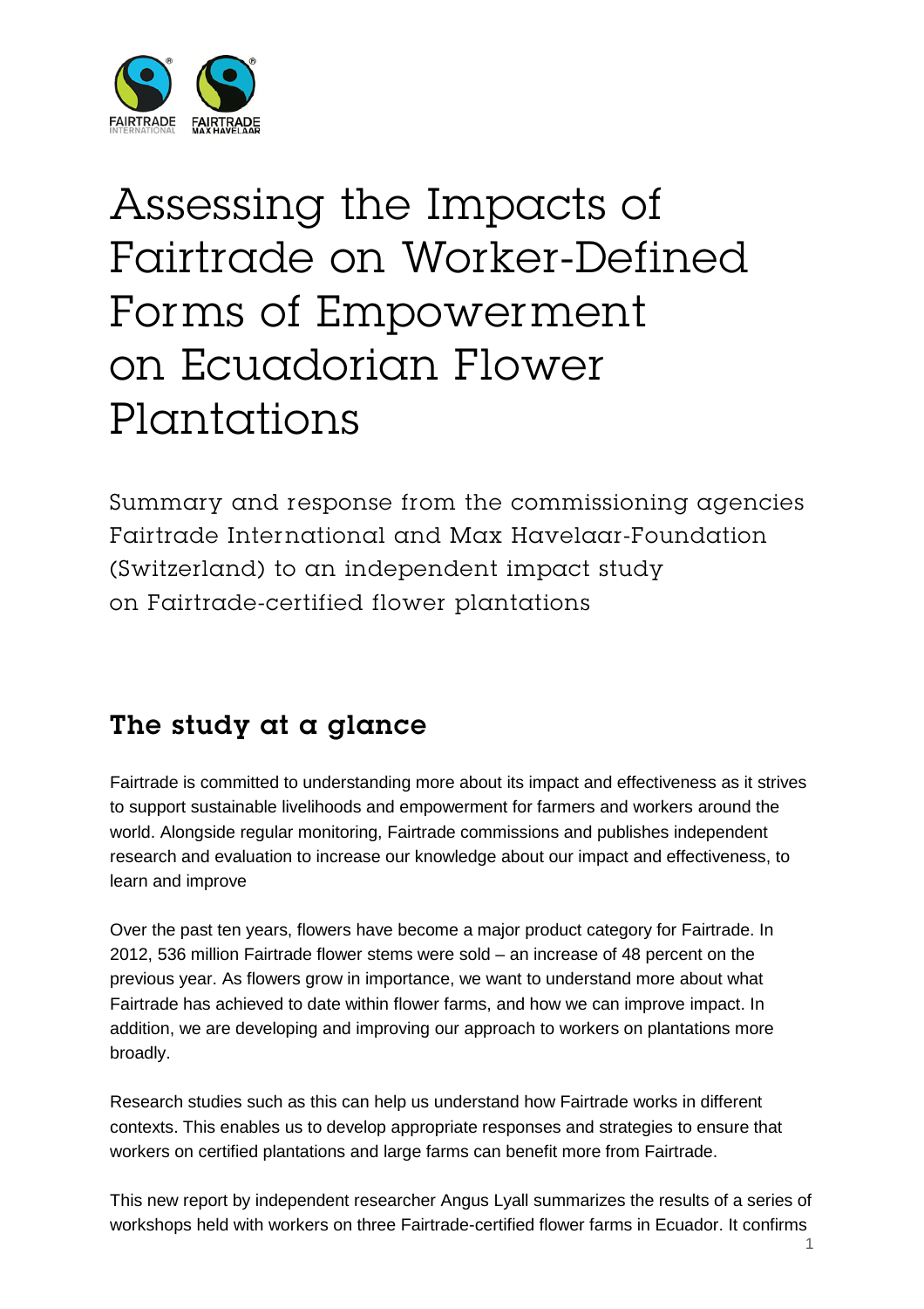# Assessing the Impacts of Fairtrade on Worker-Defined Forms of Empowerment on Ecuadorian Flower Plantations

Summary and response from the commissioning agencies Fairtrade International and Max Havelaar-Foundation (Switzerland) to an independent impact study on Fairtrade-certified flower plantations

## The study at a glance

Fairtrade is committed to understanding more about its impact and effectiveness as it strives to support sustainable livelihoods and empowerment for farmers and workers around the world. Alongside regular monitoring, Fairtrade commissions and publishes independent research and evaluation to increase our knowledge about our impact and effectiveness, to learn and improve

Over the past ten years, flowers have become a major product category for Fairtrade. In 2012, 536 million Fairtrade flower stems were sold – an increase of 48 percent on the previous year. As flowers grow in importance, we want to understand more about what Fairtrade has achieved to date within flower farms, and how we can improve impact. In addition, we are developing and improving our approach to workers on plantations more broadly.

Research studies such as this can help us understand how Fairtrade works in different contexts. This enables us to develop appropriate responses and strategies to ensure that workers on certified plantations and large farms can benefit more from Fairtrade.

This new report by independent researcher Angus Lyall summarizes the results of a series of workshops held with workers on three Fairtrade-certified flower farms in Ecuador. It confirms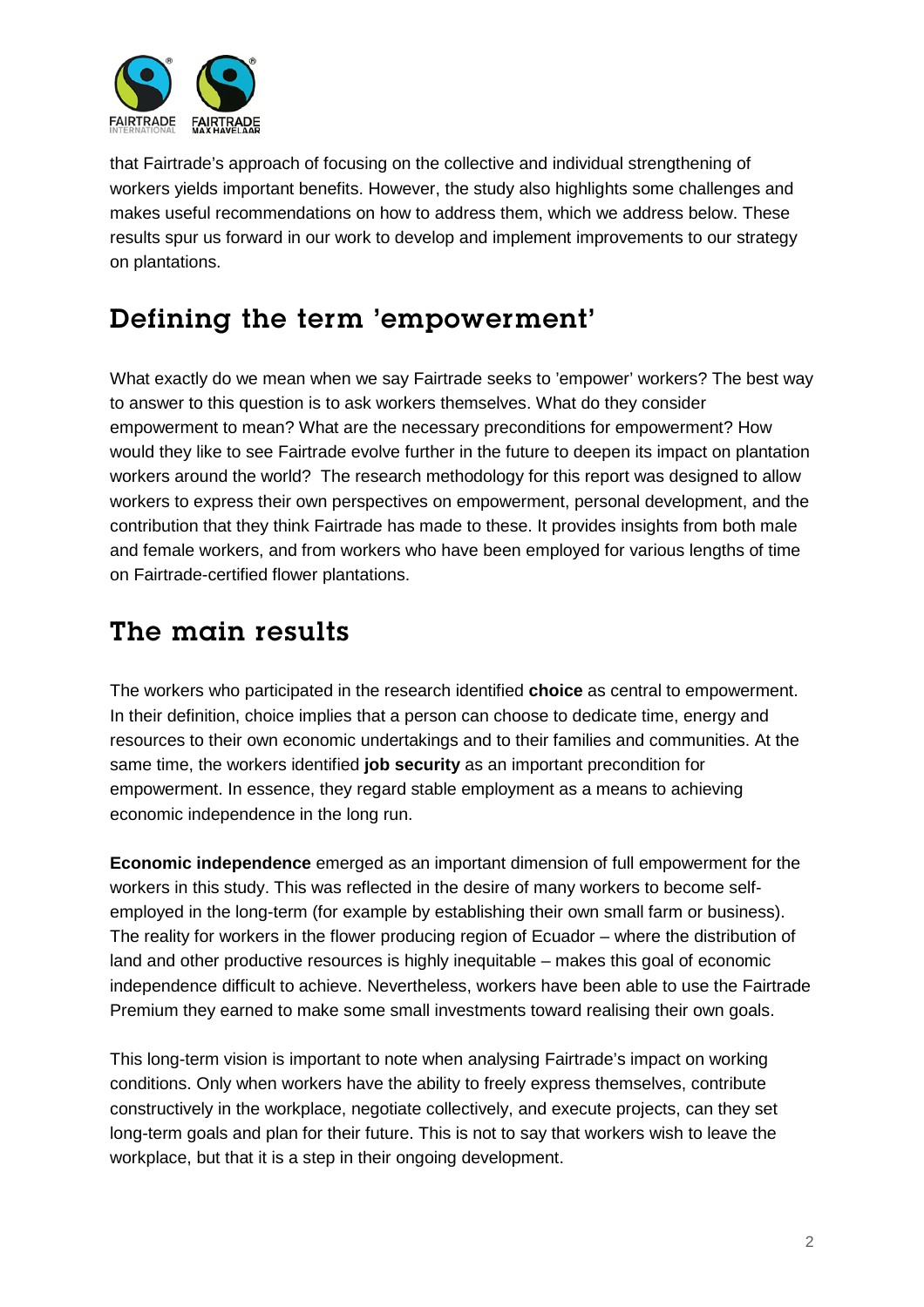that Fairtrade's approach of focusing on the collective and individual strengthening of workers yields important benefits. However, the study also highlights some challenges and makes useful recommendations on how to address them, which we address below. These results spur us forward in our work to develop and implement improvements to our strategy on plantations.

## Defining the term 'empowerment'

What exactly do we mean when we say Fairtrade seeks to 'empower' workers? The best way to answer to this question is to ask workers themselves. What do they consider empowerment to mean? What are the necessary preconditions for empowerment? How would they like to see Fairtrade evolve further in the future to deepen its impact on plantation workers around the world? The research methodology for this report was designed to allow workers to express their own perspectives on empowerment, personal development, and the contribution that they think Fairtrade has made to these. It provides insights from both male and female workers, and from workers who have been employed for various lengths of time on Fairtrade-certified flower plantations.

## The main results

The workers who participated in the research identified **choice** as central to empowerment. In their definition, choice implies that a person can choose to dedicate time, energy and resources to their own economic undertakings and to their families and communities. At the same time, the workers identified **job security** as an important precondition for empowerment. In essence, they regard stable employment as a means to achieving economic independence in the long run.

**Economic independence** emerged as an important dimension of full empowerment for the workers in this study. This was reflected in the desire of many workers to become self-employed in the long-term (for example by establishing their own small farm or business). The reality for workers in the flower producing region of Ecuador – where the distribution of land and other productive resources is highly inequitable – makes this goal of economic independence difficult to achieve. Nevertheless, workers have been able to use the Fairtrade Premium they earned to make some small investments toward realising their own goals.

This long-term vision is important to note when analysing Fairtrade's impact on working conditions. Only when workers have the ability to freely express themselves, contribute constructively in the workplace, negotiate collectively, and execute projects, can they set long-term goals and plan for their future. This is not to say that workers wish to leave the workplace, but that it is a step in their ongoing development.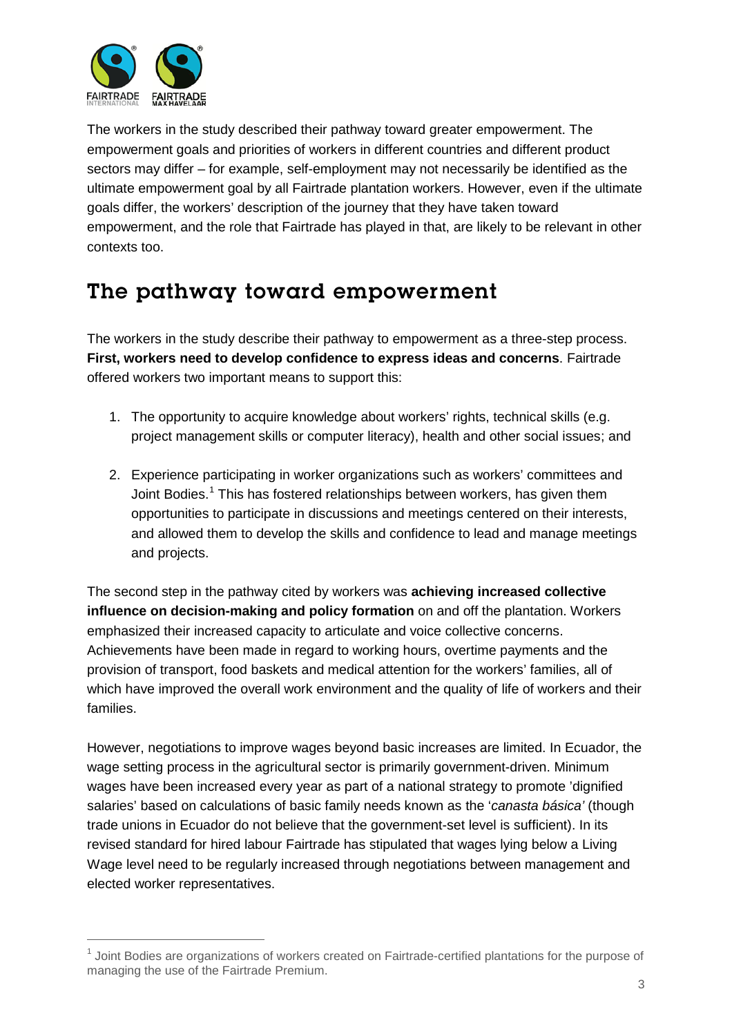The workers in the study described their pathway toward greater empowerment. The empowerment goals and priorities of workers in different countries and different product sectors may differ – for example, self-employment may not necessarily be identified as the ultimate empowerment goal by all Fairtrade plantation workers. However, even if the ultimate goals differ, the workers' description of the journey that they have taken toward empowerment, and the role that Fairtrade has played in that, are likely to be relevant in other contexts too.

## The pathway toward empowerment

The workers in the study describe their pathway to empowerment as a three-step process. **First, workers need to develop confidence to express ideas and concerns**. Fairtrade offered workers two important means to support this:

1. The opportunity to acquire knowledge about workers' rights, technical skills (e.g. project management skills or computer literacy), health and other social issues; and

2. Experience participating in worker organizations such as workers' committees and Joint Bodies.[1] This has fostered relationships between workers, has given them opportunities to participate in discussions and meetings centered on their interests, and allowed them to develop the skills and confidence to lead and manage meetings and projects.

The second step in the pathway cited by workers was **achieving increased collective influence on decision-making and policy formation** on and off the plantation. Workers emphasized their increased capacity to articulate and voice collective concerns. Achievements have been made in regard to working hours, overtime payments and the provision of transport, food baskets and medical attention for the workers' families, all of which have improved the overall work environment and the quality of life of workers and their families.

However, negotiations to improve wages beyond basic increases are limited. In Ecuador, the wage setting process in the agricultural sector is primarily government-driven. Minimum wages have been increased every year as part of a national strategy to promote 'dignified salaries' based on calculations of basic family needs known as the '*canasta básica'* (though trade unions in Ecuador do not believe that the government-set level is sufficient). In its revised standard for hired labour Fairtrade has stipulated that wages lying below a Living Wage level need to be regularly increased through negotiations between management and elected worker representatives.

[1] Joint Bodies are organizations of workers created on Fairtrade-certified plantations for the purpose of managing the use of the Fairtrade Premium.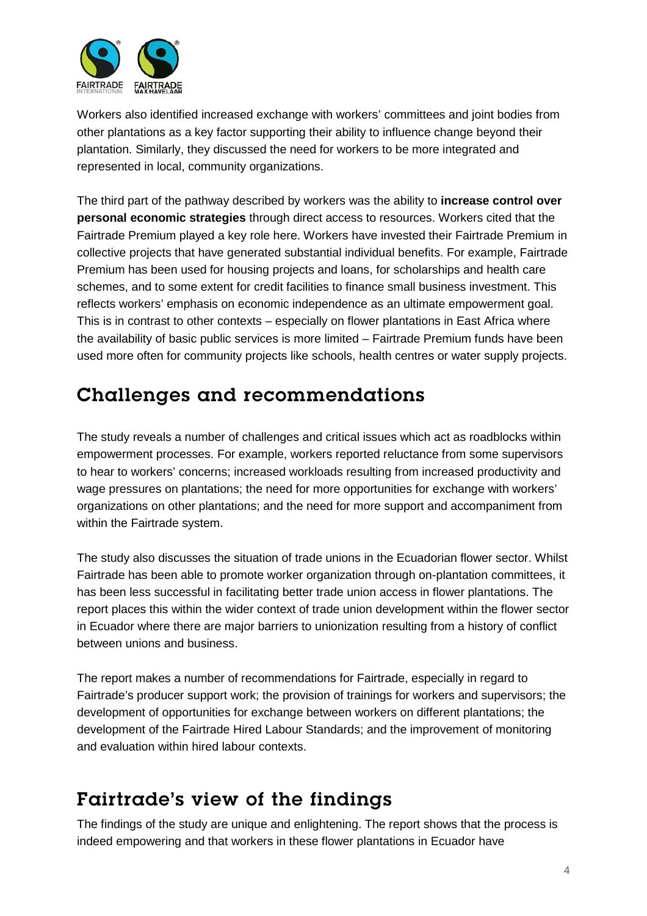Workers also identified increased exchange with workers' committees and joint bodies from other plantations as a key factor supporting their ability to influence change beyond their plantation. Similarly, they discussed the need for workers to be more integrated and represented in local, community organizations.

The third part of the pathway described by workers was the ability to **increase control over personal economic strategies** through direct access to resources. Workers cited that the Fairtrade Premium played a key role here. Workers have invested their Fairtrade Premium in collective projects that have generated substantial individual benefits. For example, Fairtrade Premium has been used for housing projects and loans, for scholarships and health care schemes, and to some extent for credit facilities to finance small business investment. This reflects workers' emphasis on economic independence as an ultimate empowerment goal. This is in contrast to other contexts – especially on flower plantations in East Africa where the availability of basic public services is more limited – Fairtrade Premium funds have been used more often for community projects like schools, health centres or water supply projects.

## Challenges and recommendations

The study reveals a number of challenges and critical issues which act as roadblocks within empowerment processes. For example, workers reported reluctance from some supervisors to hear to workers' concerns; increased workloads resulting from increased productivity and wage pressures on plantations; the need for more opportunities for exchange with workers' organizations on other plantations; and the need for more support and accompaniment from within the Fairtrade system.

The study also discusses the situation of trade unions in the Ecuadorian flower sector. Whilst Fairtrade has been able to promote worker organization through on-plantation committees, it has been less successful in facilitating better trade union access in flower plantations. The report places this within the wider context of trade union development within the flower sector in Ecuador where there are major barriers to unionization resulting from a history of conflict between unions and business.

The report makes a number of recommendations for Fairtrade, especially in regard to Fairtrade's producer support work; the provision of trainings for workers and supervisors; the development of opportunities for exchange between workers on different plantations; the development of the Fairtrade Hired Labour Standards; and the improvement of monitoring and evaluation within hired labour contexts.

## Fairtrade's view of the findings

The findings of the study are unique and enlightening. The report shows that the process is indeed empowering and that workers in these flower plantations in Ecuador have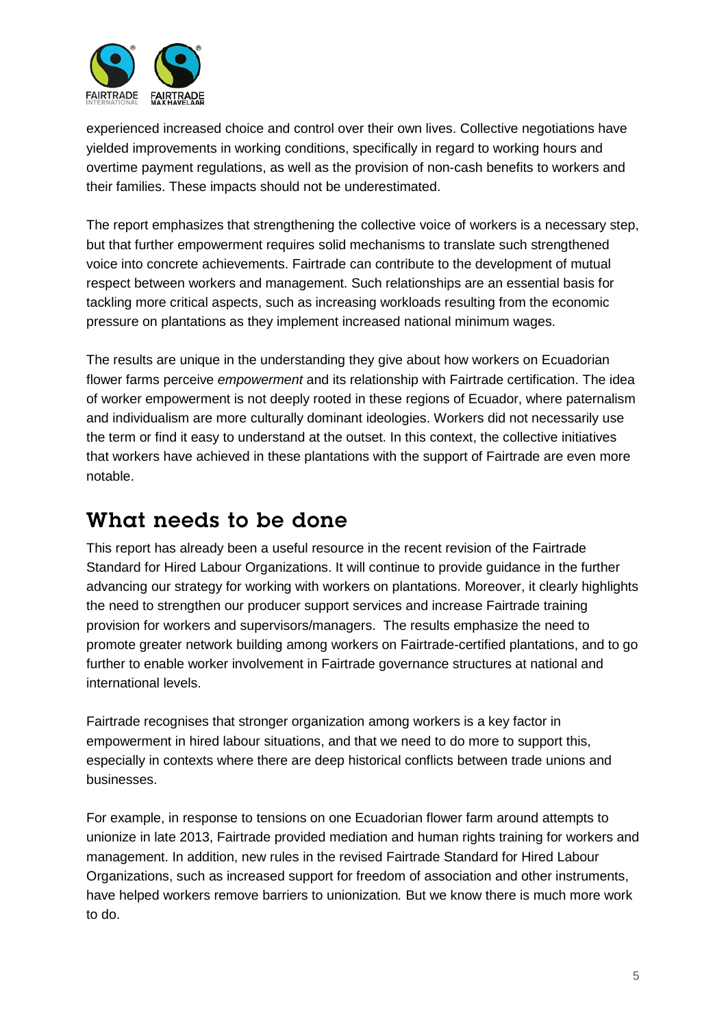experienced increased choice and control over their own lives. Collective negotiations have yielded improvements in working conditions, specifically in regard to working hours and overtime payment regulations, as well as the provision of non-cash benefits to workers and their families. These impacts should not be underestimated.

The report emphasizes that strengthening the collective voice of workers is a necessary step, but that further empowerment requires solid mechanisms to translate such strengthened voice into concrete achievements. Fairtrade can contribute to the development of mutual respect between workers and management. Such relationships are an essential basis for tackling more critical aspects, such as increasing workloads resulting from the economic pressure on plantations as they implement increased national minimum wages.

The results are unique in the understanding they give about how workers on Ecuadorian flower farms perceive *empowerment* and its relationship with Fairtrade certification. The idea of worker empowerment is not deeply rooted in these regions of Ecuador, where paternalism and individualism are more culturally dominant ideologies. Workers did not necessarily use the term or find it easy to understand at the outset. In this context, the collective initiatives that workers have achieved in these plantations with the support of Fairtrade are even more notable.

## What needs to be done

This report has already been a useful resource in the recent revision of the Fairtrade Standard for Hired Labour Organizations. It will continue to provide guidance in the further advancing our strategy for working with workers on plantations. Moreover, it clearly highlights the need to strengthen our producer support services and increase Fairtrade training provision for workers and supervisors/managers. The results emphasize the need to promote greater network building among workers on Fairtrade-certified plantations, and to go further to enable worker involvement in Fairtrade governance structures at national and international levels.

Fairtrade recognises that stronger organization among workers is a key factor in empowerment in hired labour situations, and that we need to do more to support this, especially in contexts where there are deep historical conflicts between trade unions and businesses.

For example, in response to tensions on one Ecuadorian flower farm around attempts to unionize in late 2013, Fairtrade provided mediation and human rights training for workers and management. In addition, new rules in the revised Fairtrade Standard for Hired Labour Organizations, such as increased support for freedom of association and other instruments, have helped workers remove barriers to unionization. But we know there is much more work to do.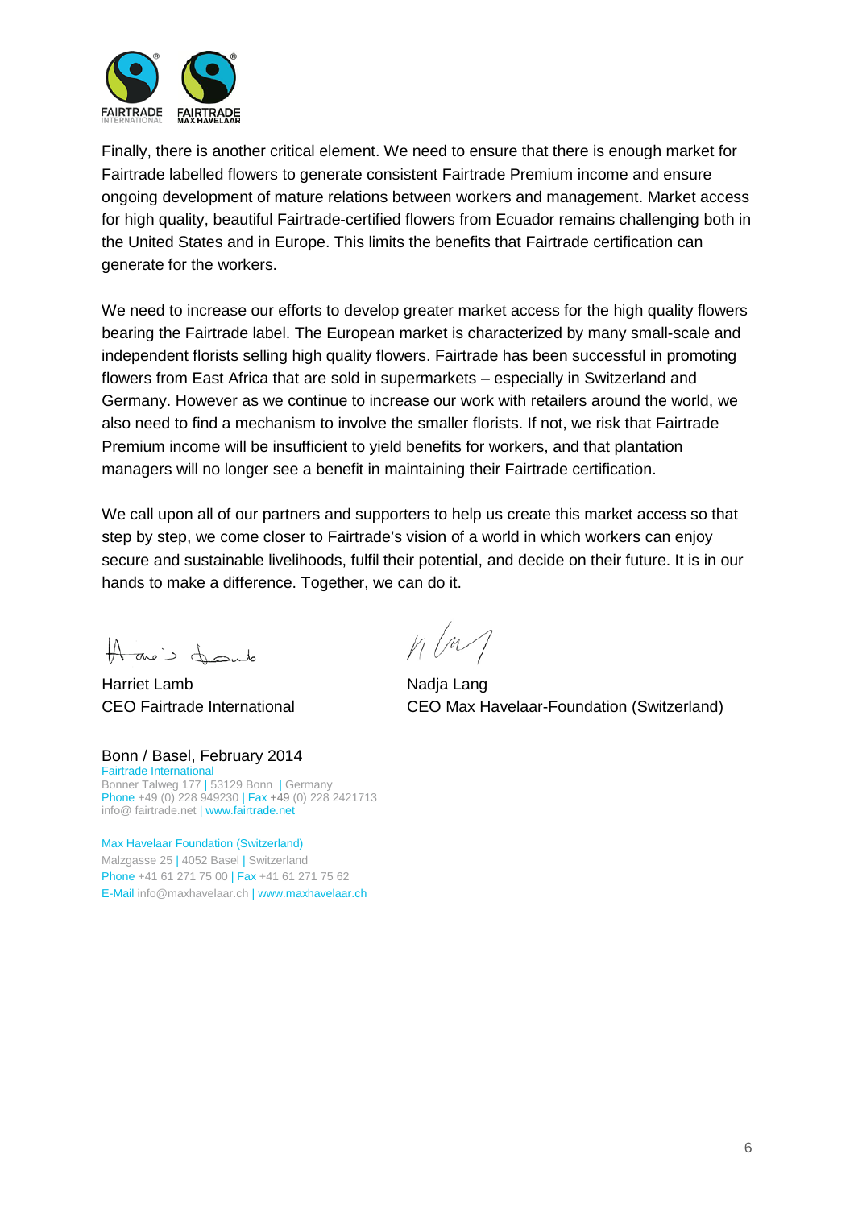Finally, there is another critical element. We need to ensure that there is enough market for Fairtrade labelled flowers to generate consistent Fairtrade Premium income and ensure ongoing development of mature relations between workers and management. Market access for high quality, beautiful Fairtrade-certified flowers from Ecuador remains challenging both in the United States and in Europe. This limits the benefits that Fairtrade certification can generate for the workers.

We need to increase our efforts to develop greater market access for the high quality flowers bearing the Fairtrade label. The European market is characterized by many small-scale and independent florists selling high quality flowers. Fairtrade has been successful in promoting flowers from East Africa that are sold in supermarkets – especially in Switzerland and Germany. However as we continue to increase our work with retailers around the world, we also need to find a mechanism to involve the smaller florists. If not, we risk that Fairtrade Premium income will be insufficient to yield benefits for workers, and that plantation managers will no longer see a benefit in maintaining their Fairtrade certification.

We call upon all of our partners and supporters to help us create this market access so that step by step, we come closer to Fairtrade's vision of a world in which workers can enjoy secure and sustainable livelihoods, fulfil their potential, and decide on their future. It is in our hands to make a difference. Together, we can do it.

Harriet Lamb
CEO Fairtrade International

Nadja Lang
CEO Max Havelaar-Foundation (Switzerland)

Bonn / Basel, February 2014

Fairtrade International
Bonner Talweg 177 | 53129 Bonn | Germany
Phone +49 (0) 228 949230 | Fax +49 (0) 228 2421713
info@ fairtrade.net | www.fairtrade.net

Max Havelaar Foundation (Switzerland)
Malzgasse 25 | 4052 Basel | Switzerland
Phone +41 61 271 75 00 | Fax +41 61 271 75 62
E-Mail info@maxhavelaar.ch | www.maxhavelaar.ch